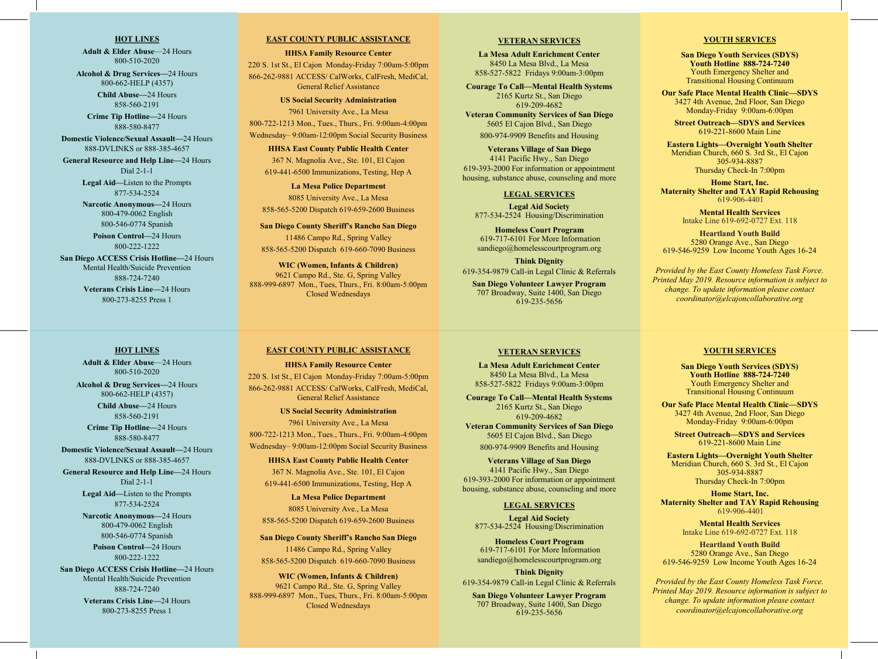## HOT LINES

**Adult & Elder Abuse**—24 Hours
800-510-2020

**Alcohol & Drug Services—**24 Hours
800-662-HELP (4357)

**Child Abuse**—24 Hours
858-560-2191

**Crime Tip Hotline—**24 Hours
888-580-8477

**Domestic Violence/Sexual Assault—**24 Hours
888-DVLINKS or 888-385-4657

**General Resource and Help Line—**24 Hours
Dial 2-1-1

**Legal Aid—**Listen to the Prompts
877-534-2524

**Narcotic Anonymous—**24 Hours
800-479-0062 English
800-546-0774 Spanish

**Poison Control—**24 Hours
800-222-1222

**San Diego ACCESS Crisis Hotline—**24 Hours
Mental Health/Suicide Prevention
888-724-7240

**Veterans Crisis Line—**24 Hours
800-273-8255 Press 1

## EAST COUNTY PUBLIC ASSISTANCE

**HHSA Family Resource Center**
220 S. 1st St., El Cajon Monday-Friday 7:00am-5:00pm
866-262-9881 ACCESS/ CalWorks, CalFresh, MediCal, General Relief Assistance

**US Social Security Administration**
7961 University Ave., La Mesa
800-722-1213 Mon., Tues., Thurs., Fri. 9:00am-4:00pm
Wednesday– 9:00am-12:00pm Social Security Business

**HHSA East County Public Health Center**
367 N. Magnolia Ave., Ste. 101, El Cajon
619-441-6500 Immunizations, Testing, Hep A

**La Mesa Police Department**
8085 University Ave., La Mesa
858-565-5200 Dispatch 619-659-2600 Business

**San Diego County Sheriff's Rancho San Diego**
11486 Campo Rd., Spring Valley
858-565-5200 Dispatch 619-660-7090 Business

**WIC (Women, Infants & Children)**
9621 Campo Rd., Ste. G, Spring Valley
888-999-6897 Mon., Tues, Thurs., Fri. 8:00am-5:00pm
Closed Wednesdays

## VETERAN SERVICES

**La Mesa Adult Enrichment Center**
8450 La Mesa Blvd., La Mesa
858-527-5822 Fridays 9:00am-3:00pm

**Courage To Call—Mental Health Systems**
2165 Kurtz St., San Diego
619-209-4682

**Veteran Community Services of San Diego**
5605 El Cajon Blvd., San Diego
800-974-9909 Benefits and Housing

**Veterans Village of San Diego**
4141 Pacific Hwy., San Diego
619-393-2000 For information or appointment housing, substance abuse, counseling and more

## LEGAL SERVICES

**Legal Aid Society**
877-534-2524 Housing/Discrimination

**Homeless Court Program**
619-717-6101 For More Information
sandiego@homelesscourtprogram.org

**Think Dignity**
619-354-9879 Call-in Legal Clinic & Referrals

**San Diego Volunteer Lawyer Program**
707 Broadway, Suite 1400, San Diego
619-235-5656

## YOUTH SERVICES

**San Diego Youth Services (SDYS)**
**Youth Hotline 888-724-7240**
Youth Emergency Shelter and Transitional Housing Continuum

**Our Safe Place Mental Health Clinic—SDYS**
3427 4th Avenue, 2nd Floor, San Diego
Monday-Friday 9:00am-6:00pm

**Street Outreach—SDYS and Services**
619-221-8600 Main Line

**Eastern Lights—Overnight Youth Shelter**
Meridian Church, 660 S. 3rd St., El Cajon
305-934-8887
Thursday Check-In 7:00pm

**Home Start, Inc.**
**Maternity Shelter and TAY Rapid Rehousing**
619-906-4401

**Mental Health Services**
Intake Line 619-692-0727 Ext. 118

**Heartland Youth Build**
5280 Orange Ave., San Diego
619-546-9259 Low Income Youth Ages 16-24

*Provided by the East County Homeless Task Force. Printed May 2019. Resource information is subject to change. To update information please contact coordinator@elcajoncollaborative.org*

## HOT LINES

**Adult & Elder Abuse**—24 Hours
800-510-2020

**Alcohol & Drug Services—**24 Hours
800-662-HELP (4357)

**Child Abuse**—24 Hours
858-560-2191

**Crime Tip Hotline—**24 Hours
888-580-8477

**Domestic Violence/Sexual Assault—**24 Hours
888-DVLINKS or 888-385-4657

**General Resource and Help Line—**24 Hours
Dial 2-1-1

**Legal Aid—**Listen to the Prompts
877-534-2524

**Narcotic Anonymous—**24 Hours
800-479-0062 English
800-546-0774 Spanish

**Poison Control—**24 Hours
800-222-1222

**San Diego ACCESS Crisis Hotline—**24 Hours
Mental Health/Suicide Prevention
888-724-7240

**Veterans Crisis Line—**24 Hours
800-273-8255 Press 1

## EAST COUNTY PUBLIC ASSISTANCE

**HHSA Family Resource Center**
220 S. 1st St., El Cajon Monday-Friday 7:00am-5:00pm
866-262-9881 ACCESS/ CalWorks, CalFresh, MediCal, General Relief Assistance

**US Social Security Administration**
7961 University Ave., La Mesa
800-722-1213 Mon., Tues., Thurs., Fri. 9:00am-4:00pm
Wednesday– 9:00am-12:00pm Social Security Business

**HHSA East County Public Health Center**
367 N. Magnolia Ave., Ste. 101, El Cajon
619-441-6500 Immunizations, Testing, Hep A

**La Mesa Police Department**
8085 University Ave., La Mesa
858-565-5200 Dispatch 619-659-2600 Business

**San Diego County Sheriff's Rancho San Diego**
11486 Campo Rd., Spring Valley
858-565-5200 Dispatch 619-660-7090 Business

**WIC (Women, Infants & Children)**
9621 Campo Rd., Ste. G, Spring Valley
888-999-6897 Mon., Tues, Thurs., Fri. 8:00am-5:00pm
Closed Wednesdays

## VETERAN SERVICES

**La Mesa Adult Enrichment Center**
8450 La Mesa Blvd., La Mesa
858-527-5822 Fridays 9:00am-3:00pm

**Courage To Call—Mental Health Systems**
2165 Kurtz St., San Diego
619-209-4682

**Veteran Community Services of San Diego**
5605 El Cajon Blvd., San Diego
800-974-9909 Benefits and Housing

**Veterans Village of San Diego**
4141 Pacific Hwy., San Diego
619-393-2000 For information or appointment housing, substance abuse, counseling and more

## LEGAL SERVICES

**Legal Aid Society**
877-534-2524 Housing/Discrimination

**Homeless Court Program**
619-717-6101 For More Information
sandiego@homelesscourtprogram.org

**Think Dignity**
619-354-9879 Call-in Legal Clinic & Referrals

**San Diego Volunteer Lawyer Program**
707 Broadway, Suite 1400, San Diego
619-235-5656

## YOUTH SERVICES

**San Diego Youth Services (SDYS)**
**Youth Hotline 888-724-7240**
Youth Emergency Shelter and Transitional Housing Continuum

**Our Safe Place Mental Health Clinic—SDYS**
3427 4th Avenue, 2nd Floor, San Diego
Monday-Friday 9:00am-6:00pm

**Street Outreach—SDYS and Services**
619-221-8600 Main Line

**Eastern Lights—Overnight Youth Shelter**
Meridian Church, 660 S. 3rd St., El Cajon
305-934-8887
Thursday Check-In 7:00pm

**Home Start, Inc.**
**Maternity Shelter and TAY Rapid Rehousing**
619-906-4401

**Mental Health Services**
Intake Line 619-692-0727 Ext. 118

**Heartland Youth Build**
5280 Orange Ave., San Diego
619-546-9259 Low Income Youth Ages 16-24

*Provided by the East County Homeless Task Force. Printed May 2019. Resource information is subject to change. To update information please contact coordinator@elcajoncollaborative.org*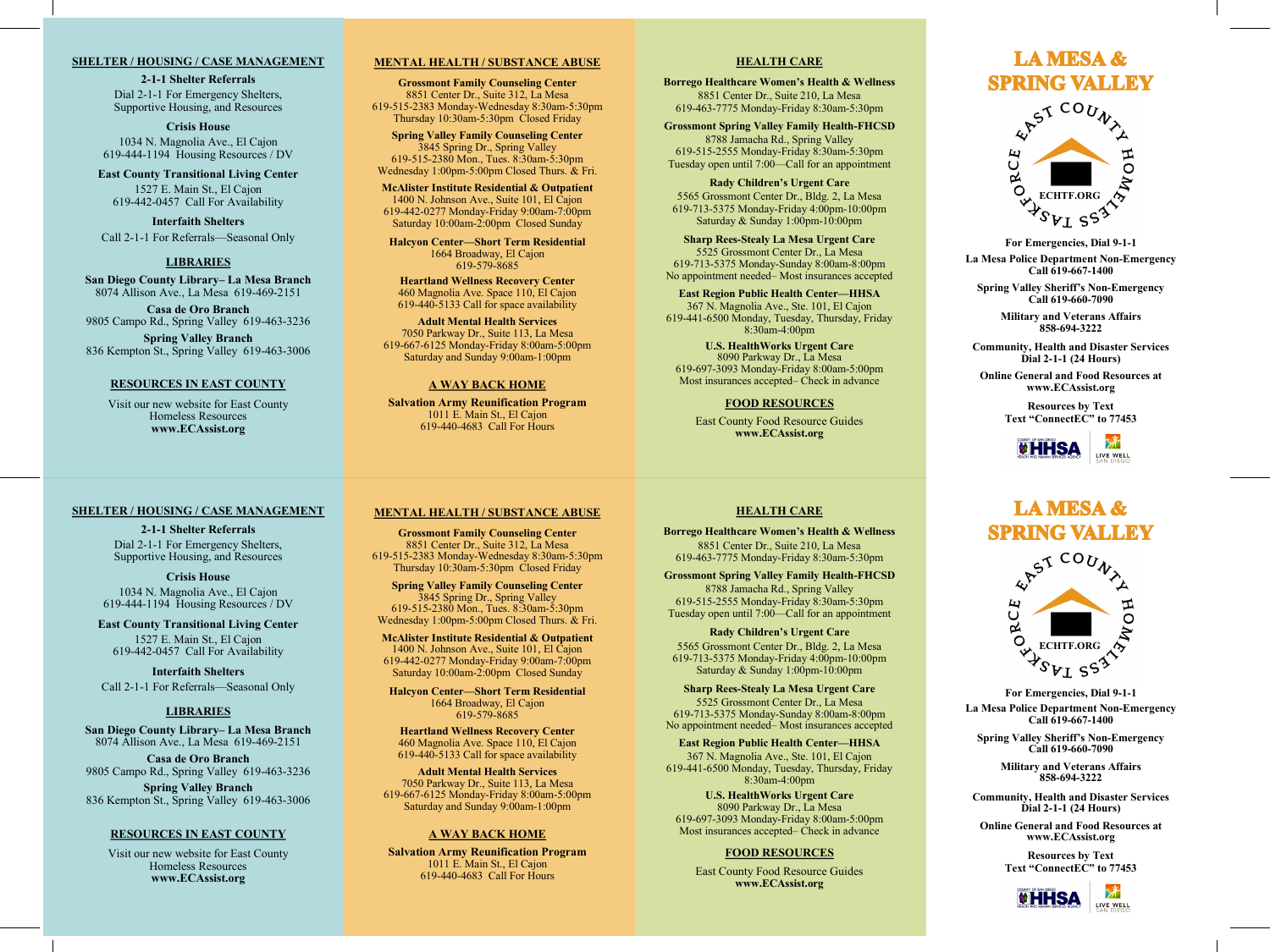## SHELTER / HOUSING / CASE MANAGEMENT

**2-1-1 Shelter Referrals**
Dial 2-1-1 For Emergency Shelters, Supportive Housing, and Resources

**Crisis House**
1034 N. Magnolia Ave., El Cajon
619-444-1194 Housing Resources / DV

**East County Transitional Living Center**
1527 E. Main St., El Cajon
619-442-0457 Call For Availability

**Interfaith Shelters**
Call 2-1-1 For Referrals—Seasonal Only

## LIBRARIES

**San Diego County Library– La Mesa Branch**
8074 Allison Ave., La Mesa 619-469-2151

**Casa de Oro Branch**
9805 Campo Rd., Spring Valley 619-463-3236

**Spring Valley Branch**
836 Kempton St., Spring Valley 619-463-3006

## RESOURCES IN EAST COUNTY

Visit our new website for East County Homeless Resources
**www.ECAssist.org**

## MENTAL HEALTH / SUBSTANCE ABUSE

**Grossmont Family Counseling Center**
8851 Center Dr., Suite 312, La Mesa
619-515-2383 Monday-Wednesday 8:30am-5:30pm
Thursday 10:30am-5:30pm Closed Friday

**Spring Valley Family Counseling Center**
3845 Spring Dr., Spring Valley
619-515-2380 Mon., Tues. 8:30am-5:30pm
Wednesday 1:00pm-5:00pm Closed Thurs. & Fri.

**McAlister Institute Residential & Outpatient**
1400 N. Johnson Ave., Suite 101, El Cajon
619-442-0277 Monday-Friday 9:00am-7:00pm
Saturday 10:00am-2:00pm Closed Sunday

**Halcyon Center—Short Term Residential**
1664 Broadway, El Cajon
619-579-8685

**Heartland Wellness Recovery Center**
460 Magnolia Ave. Space 110, El Cajon
619-440-5133 Call for space availability

**Adult Mental Health Services**
7050 Parkway Dr., Suite 113, La Mesa
619-667-6125 Monday-Friday 8:00am-5:00pm
Saturday and Sunday 9:00am-1:00pm

## A WAY BACK HOME

**Salvation Army Reunification Program**
1011 E. Main St., El Cajon
619-440-4683 Call For Hours

## HEALTH CARE

**Borrego Healthcare Women's Health & Wellness**
8851 Center Dr., Suite 210, La Mesa
619-463-7775 Monday-Friday 8:30am-5:30pm

**Grossmont Spring Valley Family Health-FHCSD**
8788 Jamacha Rd., Spring Valley
619-515-2555 Monday-Friday 8:30am-5:30pm
Tuesday open until 7:00—Call for an appointment

**Rady Children's Urgent Care**
5565 Grossmont Center Dr., Bldg. 2, La Mesa
619-713-5375 Monday-Friday 4:00pm-10:00pm
Saturday & Sunday 1:00pm-10:00pm

**Sharp Rees-Stealy La Mesa Urgent Care**
5525 Grossmont Center Dr., La Mesa
619-713-5375 Monday-Sunday 8:00am-8:00pm
No appointment needed– Most insurances accepted

**East Region Public Health Center—HHSA**
367 N. Magnolia Ave., Ste. 101, El Cajon
619-441-6500 Monday, Tuesday, Thursday, Friday 8:30am-4:00pm

**U.S. HealthWorks Urgent Care**
8090 Parkway Dr., La Mesa
619-697-3093 Monday-Friday 8:00am-5:00pm
Most insurances accepted– Check in advance

## FOOD RESOURCES

East County Food Resource Guides
**www.ECAssist.org**

# LA MESA & SPRING VALLEY

EAST COUNTY HOMELESS TASKFORCE
ECHTF.ORG

**For Emergencies, Dial 9-1-1**

**La Mesa Police Department Non-Emergency**
**Call 619-667-1400**

**Spring Valley Sheriff's Non-Emergency**
**Call 619-660-7090**

**Military and Veterans Affairs**
**858-694-3222**

**Community, Health and Disaster Services**
**Dial 2-1-1 (24 Hours)**

**Online General and Food Resources at**
**www.ECAssist.org**

**Resources by Text**
**Text "ConnectEC" to 77453**

COUNTY OF SAN DIEGO HHSA HEALTH AND HUMAN SERVICES AGENCY
LIVE WELL SAN DIEGO